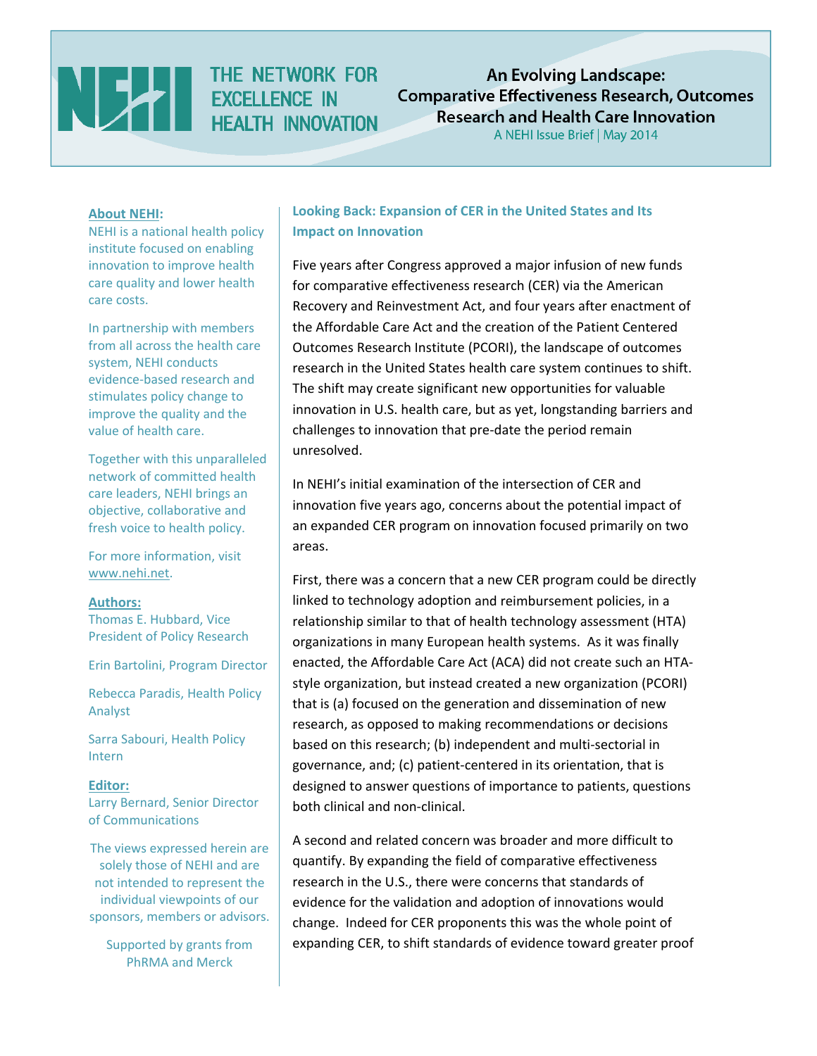# An Evolving Landscape: Comparative Effectiveness Research, Outcomes Research and Health Care Innovation

A NEHI Issue Brief | May 2014

THE NETWORK FOR EXCELLENCE IN HEALTH INNOVATION

**About NEHI:**

NEHI is a national health policy institute focused on enabling innovation to improve health care quality and lower health care costs.

In partnership with members from all across the health care system, NEHI conducts evidence-based research and stimulates policy change to improve the quality and the value of health care.

Together with this unparalleled network of committed health care leaders, NEHI brings an objective, collaborative and fresh voice to health policy.

For more information, visit www.nehi.net.

**Authors:**

Thomas E. Hubbard, Vice President of Policy Research

Erin Bartolini, Program Director

Rebecca Paradis, Health Policy Analyst

Sarra Sabouri, Health Policy Intern

**Editor:**

Larry Bernard, Senior Director of Communications

The views expressed herein are solely those of NEHI and are not intended to represent the individual viewpoints of our sponsors, members or advisors.

Supported by grants from PhRMA and Merck

## Looking Back: Expansion of CER in the United States and Its Impact on Innovation

Five years after Congress approved a major infusion of new funds for comparative effectiveness research (CER) via the American Recovery and Reinvestment Act, and four years after enactment of the Affordable Care Act and the creation of the Patient Centered Outcomes Research Institute (PCORI), the landscape of outcomes research in the United States health care system continues to shift. The shift may create significant new opportunities for valuable innovation in U.S. health care, but as yet, longstanding barriers and challenges to innovation that pre-date the period remain unresolved.

In NEHI's initial examination of the intersection of CER and innovation five years ago, concerns about the potential impact of an expanded CER program on innovation focused primarily on two areas.

First, there was a concern that a new CER program could be directly linked to technology adoption and reimbursement policies, in a relationship similar to that of health technology assessment (HTA) organizations in many European health systems. As it was finally enacted, the Affordable Care Act (ACA) did not create such an HTA-style organization, but instead created a new organization (PCORI) that is (a) focused on the generation and dissemination of new research, as opposed to making recommendations or decisions based on this research; (b) independent and multi-sectorial in governance, and; (c) patient-centered in its orientation, that is designed to answer questions of importance to patients, questions both clinical and non-clinical.

A second and related concern was broader and more difficult to quantify. By expanding the field of comparative effectiveness research in the U.S., there were concerns that standards of evidence for the validation and adoption of innovations would change. Indeed for CER proponents this was the whole point of expanding CER, to shift standards of evidence toward greater proof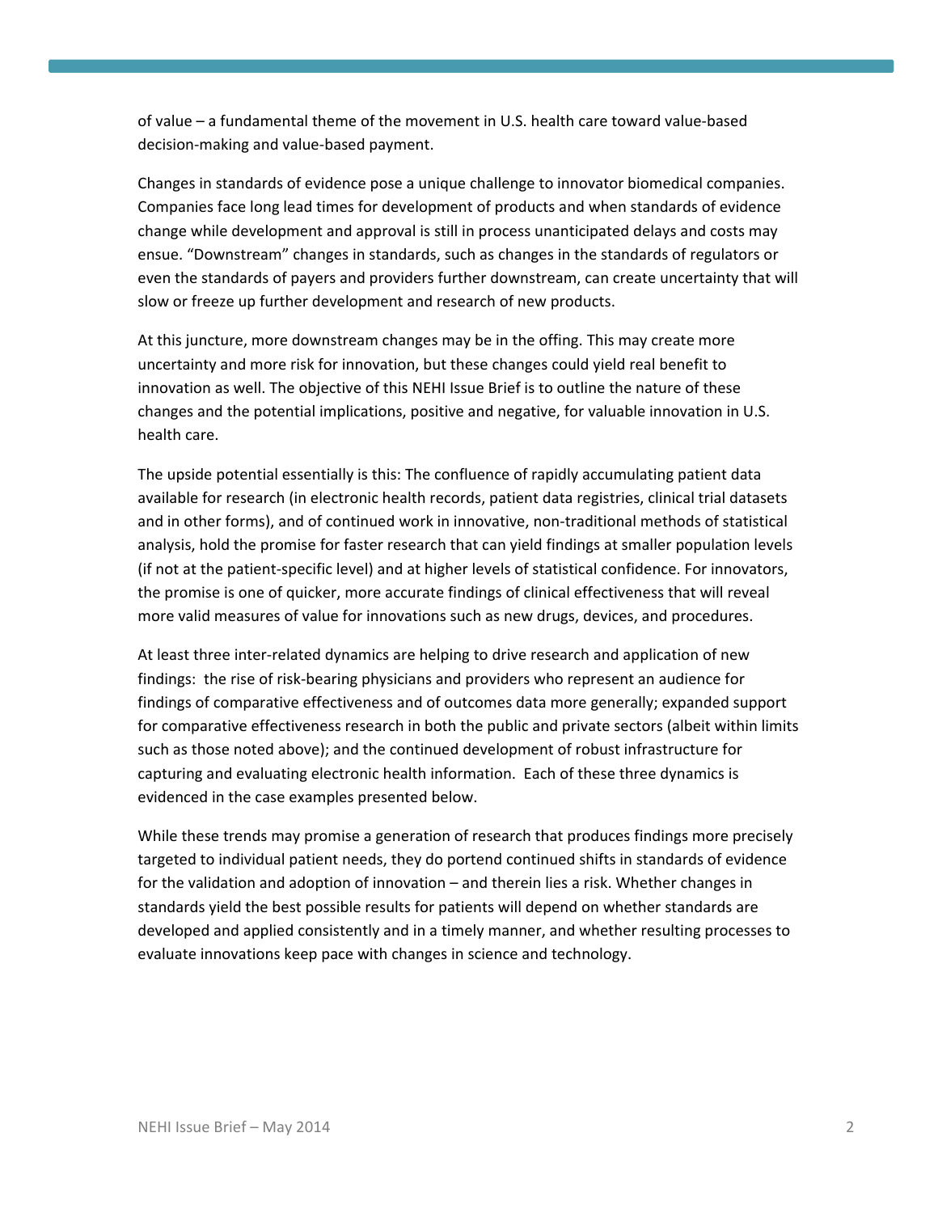of value – a fundamental theme of the movement in U.S. health care toward value-based decision-making and value-based payment.

Changes in standards of evidence pose a unique challenge to innovator biomedical companies. Companies face long lead times for development of products and when standards of evidence change while development and approval is still in process unanticipated delays and costs may ensue. "Downstream" changes in standards, such as changes in the standards of regulators or even the standards of payers and providers further downstream, can create uncertainty that will slow or freeze up further development and research of new products.

At this juncture, more downstream changes may be in the offing. This may create more uncertainty and more risk for innovation, but these changes could yield real benefit to innovation as well. The objective of this NEHI Issue Brief is to outline the nature of these changes and the potential implications, positive and negative, for valuable innovation in U.S. health care.

The upside potential essentially is this: The confluence of rapidly accumulating patient data available for research (in electronic health records, patient data registries, clinical trial datasets and in other forms), and of continued work in innovative, non-traditional methods of statistical analysis, hold the promise for faster research that can yield findings at smaller population levels (if not at the patient-specific level) and at higher levels of statistical confidence. For innovators, the promise is one of quicker, more accurate findings of clinical effectiveness that will reveal more valid measures of value for innovations such as new drugs, devices, and procedures.

At least three inter-related dynamics are helping to drive research and application of new findings: the rise of risk-bearing physicians and providers who represent an audience for findings of comparative effectiveness and of outcomes data more generally; expanded support for comparative effectiveness research in both the public and private sectors (albeit within limits such as those noted above); and the continued development of robust infrastructure for capturing and evaluating electronic health information. Each of these three dynamics is evidenced in the case examples presented below.

While these trends may promise a generation of research that produces findings more precisely targeted to individual patient needs, they do portend continued shifts in standards of evidence for the validation and adoption of innovation – and therein lies a risk. Whether changes in standards yield the best possible results for patients will depend on whether standards are developed and applied consistently and in a timely manner, and whether resulting processes to evaluate innovations keep pace with changes in science and technology.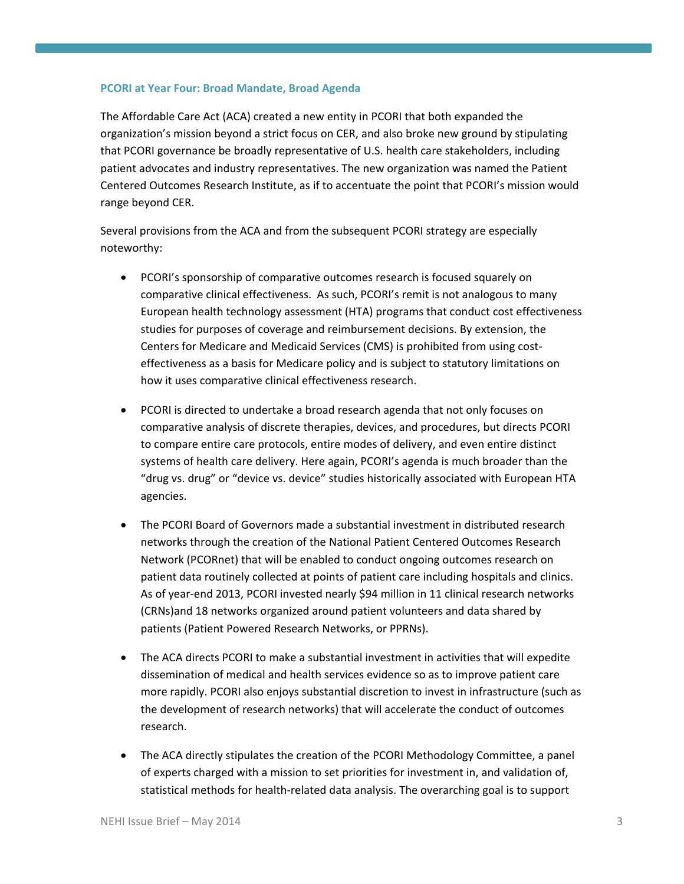### PCORI at Year Four: Broad Mandate, Broad Agenda

The Affordable Care Act (ACA) created a new entity in PCORI that both expanded the organization's mission beyond a strict focus on CER, and also broke new ground by stipulating that PCORI governance be broadly representative of U.S. health care stakeholders, including patient advocates and industry representatives. The new organization was named the Patient Centered Outcomes Research Institute, as if to accentuate the point that PCORI's mission would range beyond CER.

Several provisions from the ACA and from the subsequent PCORI strategy are especially noteworthy:

- PCORI's sponsorship of comparative outcomes research is focused squarely on comparative clinical effectiveness. As such, PCORI's remit is not analogous to many European health technology assessment (HTA) programs that conduct cost effectiveness studies for purposes of coverage and reimbursement decisions. By extension, the Centers for Medicare and Medicaid Services (CMS) is prohibited from using cost-effectiveness as a basis for Medicare policy and is subject to statutory limitations on how it uses comparative clinical effectiveness research.

- PCORI is directed to undertake a broad research agenda that not only focuses on comparative analysis of discrete therapies, devices, and procedures, but directs PCORI to compare entire care protocols, entire modes of delivery, and even entire distinct systems of health care delivery. Here again, PCORI's agenda is much broader than the "drug vs. drug" or "device vs. device" studies historically associated with European HTA agencies.

- The PCORI Board of Governors made a substantial investment in distributed research networks through the creation of the National Patient Centered Outcomes Research Network (PCORnet) that will be enabled to conduct ongoing outcomes research on patient data routinely collected at points of patient care including hospitals and clinics. As of year-end 2013, PCORI invested nearly $94 million in 11 clinical research networks (CRNs)and 18 networks organized around patient volunteers and data shared by patients (Patient Powered Research Networks, or PPRNs).

- The ACA directs PCORI to make a substantial investment in activities that will expedite dissemination of medical and health services evidence so as to improve patient care more rapidly. PCORI also enjoys substantial discretion to invest in infrastructure (such as the development of research networks) that will accelerate the conduct of outcomes research.

- The ACA directly stipulates the creation of the PCORI Methodology Committee, a panel of experts charged with a mission to set priorities for investment in, and validation of, statistical methods for health-related data analysis. The overarching goal is to support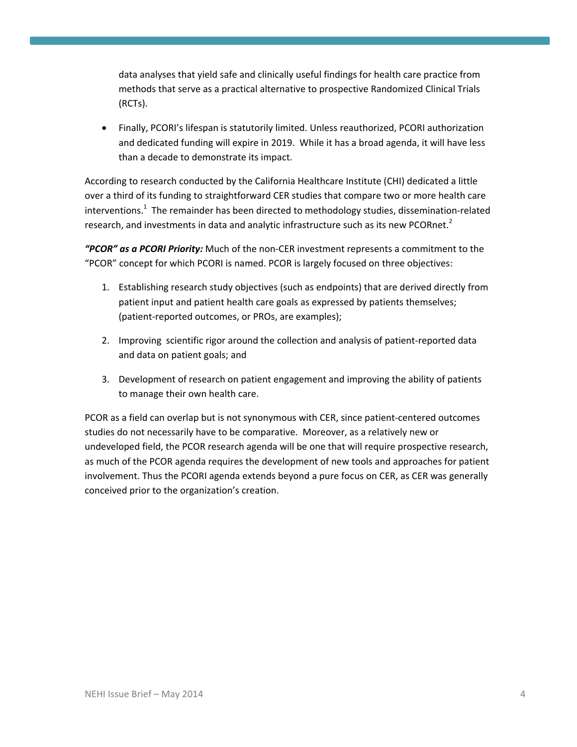data analyses that yield safe and clinically useful findings for health care practice from methods that serve as a practical alternative to prospective Randomized Clinical Trials (RCTs).

- Finally, PCORI's lifespan is statutorily limited. Unless reauthorized, PCORI authorization and dedicated funding will expire in 2019. While it has a broad agenda, it will have less than a decade to demonstrate its impact.

According to research conducted by the California Healthcare Institute (CHI) dedicated a little over a third of its funding to straightforward CER studies that compare two or more health care interventions.[1] The remainder has been directed to methodology studies, dissemination-related research, and investments in data and analytic infrastructure such as its new PCORnet.[2]

***"PCOR" as a PCORI Priority:*** Much of the non-CER investment represents a commitment to the "PCOR" concept for which PCORI is named. PCOR is largely focused on three objectives:

1. Establishing research study objectives (such as endpoints) that are derived directly from patient input and patient health care goals as expressed by patients themselves; (patient-reported outcomes, or PROs, are examples);

2. Improving scientific rigor around the collection and analysis of patient-reported data and data on patient goals; and

3. Development of research on patient engagement and improving the ability of patients to manage their own health care.

PCOR as a field can overlap but is not synonymous with CER, since patient-centered outcomes studies do not necessarily have to be comparative. Moreover, as a relatively new or undeveloped field, the PCOR research agenda will be one that will require prospective research, as much of the PCOR agenda requires the development of new tools and approaches for patient involvement. Thus the PCORI agenda extends beyond a pure focus on CER, as CER was generally conceived prior to the organization's creation.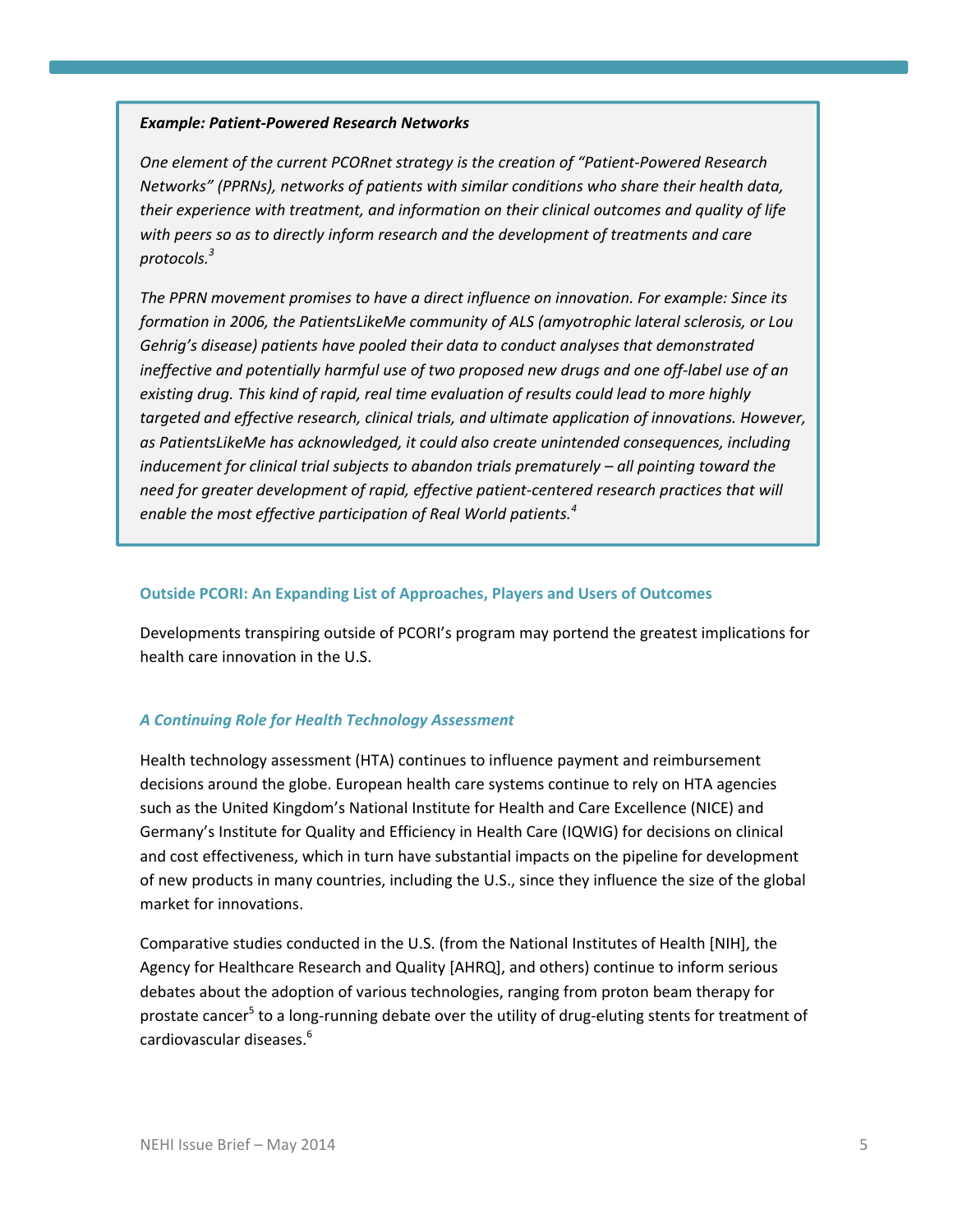***Example: Patient-Powered Research Networks***

*One element of the current PCORnet strategy is the creation of "Patient-Powered Research Networks" (PPRNs), networks of patients with similar conditions who share their health data, their experience with treatment, and information on their clinical outcomes and quality of life with peers so as to directly inform research and the development of treatments and care protocols.[3]*

*The PPRN movement promises to have a direct influence on innovation. For example: Since its formation in 2006, the PatientsLikeMe community of ALS (amyotrophic lateral sclerosis, or Lou Gehrig's disease) patients have pooled their data to conduct analyses that demonstrated ineffective and potentially harmful use of two proposed new drugs and one off-label use of an existing drug. This kind of rapid, real time evaluation of results could lead to more highly targeted and effective research, clinical trials, and ultimate application of innovations. However, as PatientsLikeMe has acknowledged, it could also create unintended consequences, including inducement for clinical trial subjects to abandon trials prematurely – all pointing toward the need for greater development of rapid, effective patient-centered research practices that will enable the most effective participation of Real World patients.[4]*

## Outside PCORI: An Expanding List of Approaches, Players and Users of Outcomes

Developments transpiring outside of PCORI's program may portend the greatest implications for health care innovation in the U.S.

### *A Continuing Role for Health Technology Assessment*

Health technology assessment (HTA) continues to influence payment and reimbursement decisions around the globe. European health care systems continue to rely on HTA agencies such as the United Kingdom's National Institute for Health and Care Excellence (NICE) and Germany's Institute for Quality and Efficiency in Health Care (IQWIG) for decisions on clinical and cost effectiveness, which in turn have substantial impacts on the pipeline for development of new products in many countries, including the U.S., since they influence the size of the global market for innovations.

Comparative studies conducted in the U.S. (from the National Institutes of Health [NIH], the Agency for Healthcare Research and Quality [AHRQ], and others) continue to inform serious debates about the adoption of various technologies, ranging from proton beam therapy for prostate cancer[5] to a long-running debate over the utility of drug-eluting stents for treatment of cardiovascular diseases.[6]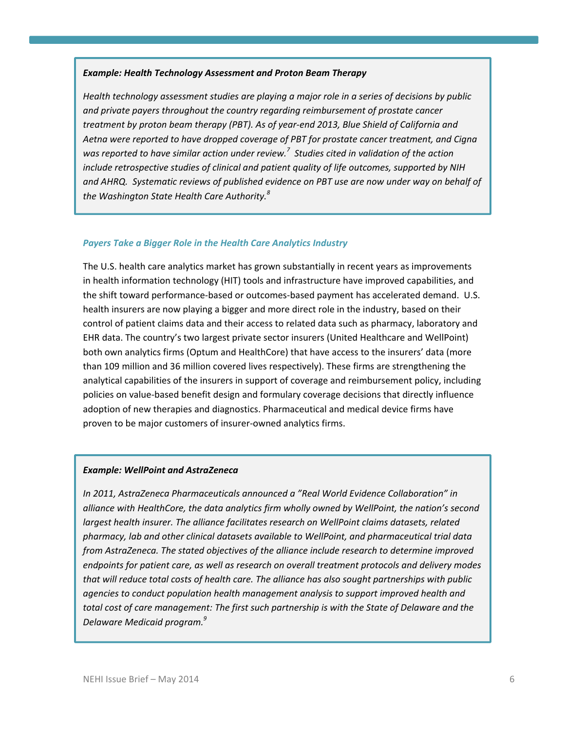***Example: Health Technology Assessment and Proton Beam Therapy***

*Health technology assessment studies are playing a major role in a series of decisions by public and private payers throughout the country regarding reimbursement of prostate cancer treatment by proton beam therapy (PBT). As of year-end 2013, Blue Shield of California and Aetna were reported to have dropped coverage of PBT for prostate cancer treatment, and Cigna was reported to have similar action under review.*[7] *Studies cited in validation of the action include retrospective studies of clinical and patient quality of life outcomes, supported by NIH and AHRQ. Systematic reviews of published evidence on PBT use are now under way on behalf of the Washington State Health Care Authority.*[8]

### *Payers Take a Bigger Role in the Health Care Analytics Industry*

The U.S. health care analytics market has grown substantially in recent years as improvements in health information technology (HIT) tools and infrastructure have improved capabilities, and the shift toward performance-based or outcomes-based payment has accelerated demand. U.S. health insurers are now playing a bigger and more direct role in the industry, based on their control of patient claims data and their access to related data such as pharmacy, laboratory and EHR data. The country's two largest private sector insurers (United Healthcare and WellPoint) both own analytics firms (Optum and HealthCore) that have access to the insurers' data (more than 109 million and 36 million covered lives respectively). These firms are strengthening the analytical capabilities of the insurers in support of coverage and reimbursement policy, including policies on value-based benefit design and formulary coverage decisions that directly influence adoption of new therapies and diagnostics. Pharmaceutical and medical device firms have proven to be major customers of insurer-owned analytics firms.

***Example: WellPoint and AstraZeneca***

*In 2011, AstraZeneca Pharmaceuticals announced a "Real World Evidence Collaboration" in alliance with HealthCore, the data analytics firm wholly owned by WellPoint, the nation's second largest health insurer. The alliance facilitates research on WellPoint claims datasets, related pharmacy, lab and other clinical datasets available to WellPoint, and pharmaceutical trial data from AstraZeneca. The stated objectives of the alliance include research to determine improved endpoints for patient care, as well as research on overall treatment protocols and delivery modes that will reduce total costs of health care. The alliance has also sought partnerships with public agencies to conduct population health management analysis to support improved health and total cost of care management: The first such partnership is with the State of Delaware and the Delaware Medicaid program.*[9]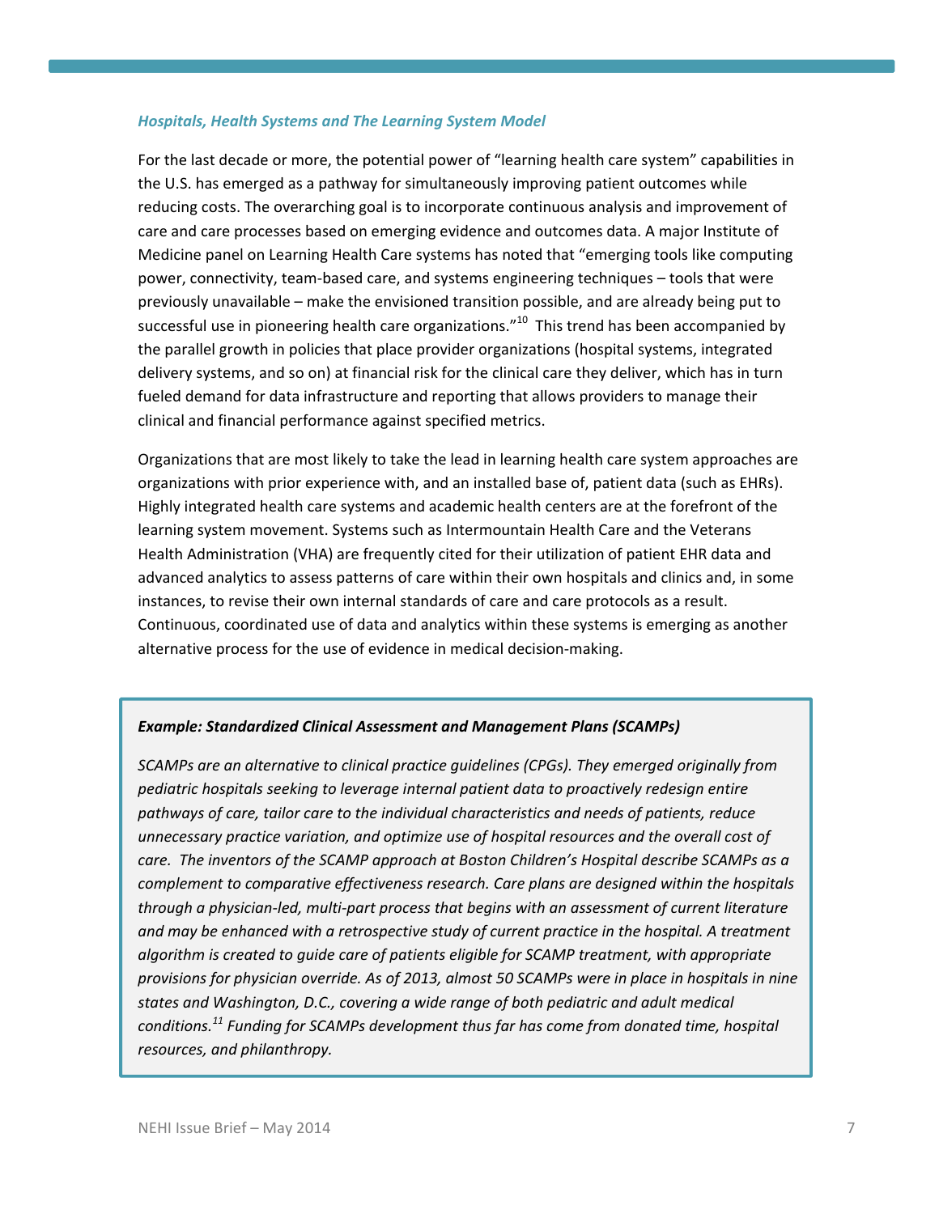### *Hospitals, Health Systems and The Learning System Model*

For the last decade or more, the potential power of "learning health care system" capabilities in the U.S. has emerged as a pathway for simultaneously improving patient outcomes while reducing costs. The overarching goal is to incorporate continuous analysis and improvement of care and care processes based on emerging evidence and outcomes data. A major Institute of Medicine panel on Learning Health Care systems has noted that "emerging tools like computing power, connectivity, team-based care, and systems engineering techniques – tools that were previously unavailable – make the envisioned transition possible, and are already being put to successful use in pioneering health care organizations."[10] This trend has been accompanied by the parallel growth in policies that place provider organizations (hospital systems, integrated delivery systems, and so on) at financial risk for the clinical care they deliver, which has in turn fueled demand for data infrastructure and reporting that allows providers to manage their clinical and financial performance against specified metrics.

Organizations that are most likely to take the lead in learning health care system approaches are organizations with prior experience with, and an installed base of, patient data (such as EHRs). Highly integrated health care systems and academic health centers are at the forefront of the learning system movement. Systems such as Intermountain Health Care and the Veterans Health Administration (VHA) are frequently cited for their utilization of patient EHR data and advanced analytics to assess patterns of care within their own hospitals and clinics and, in some instances, to revise their own internal standards of care and care protocols as a result. Continuous, coordinated use of data and analytics within these systems is emerging as another alternative process for the use of evidence in medical decision-making.

***Example: Standardized Clinical Assessment and Management Plans (SCAMPs)***

*SCAMPs are an alternative to clinical practice guidelines (CPGs). They emerged originally from pediatric hospitals seeking to leverage internal patient data to proactively redesign entire pathways of care, tailor care to the individual characteristics and needs of patients, reduce unnecessary practice variation, and optimize use of hospital resources and the overall cost of care. The inventors of the SCAMP approach at Boston Children's Hospital describe SCAMPs as a complement to comparative effectiveness research. Care plans are designed within the hospitals through a physician-led, multi-part process that begins with an assessment of current literature and may be enhanced with a retrospective study of current practice in the hospital. A treatment algorithm is created to guide care of patients eligible for SCAMP treatment, with appropriate provisions for physician override. As of 2013, almost 50 SCAMPs were in place in hospitals in nine states and Washington, D.C., covering a wide range of both pediatric and adult medical conditions.[11] Funding for SCAMPs development thus far has come from donated time, hospital resources, and philanthropy.*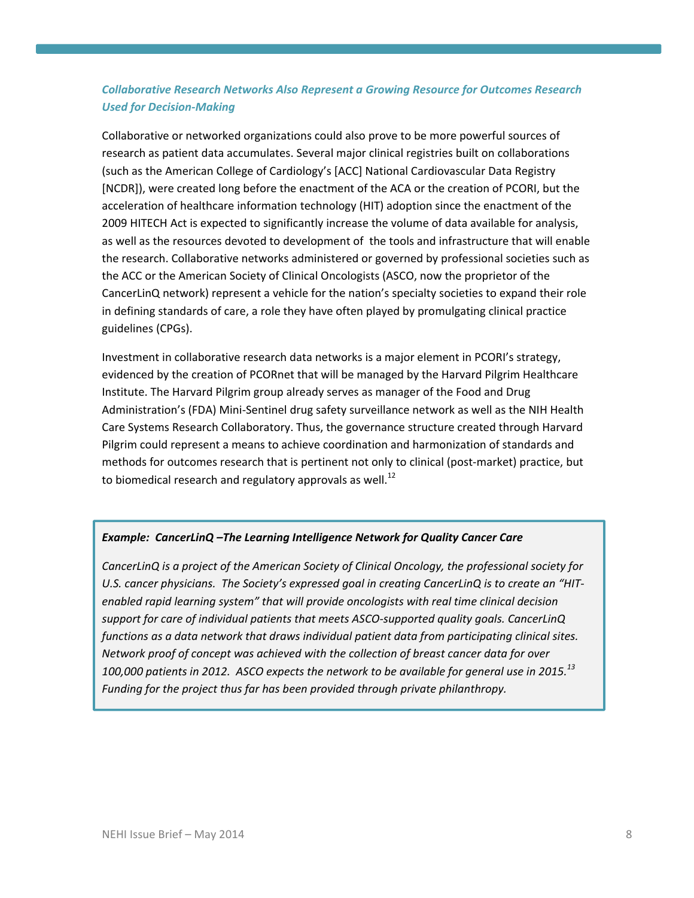### *Collaborative Research Networks Also Represent a Growing Resource for Outcomes Research Used for Decision-Making*

Collaborative or networked organizations could also prove to be more powerful sources of research as patient data accumulates. Several major clinical registries built on collaborations (such as the American College of Cardiology's [ACC] National Cardiovascular Data Registry [NCDR]), were created long before the enactment of the ACA or the creation of PCORI, but the acceleration of healthcare information technology (HIT) adoption since the enactment of the 2009 HITECH Act is expected to significantly increase the volume of data available for analysis, as well as the resources devoted to development of the tools and infrastructure that will enable the research. Collaborative networks administered or governed by professional societies such as the ACC or the American Society of Clinical Oncologists (ASCO, now the proprietor of the CancerLinQ network) represent a vehicle for the nation's specialty societies to expand their role in defining standards of care, a role they have often played by promulgating clinical practice guidelines (CPGs).

Investment in collaborative research data networks is a major element in PCORI's strategy, evidenced by the creation of PCORnet that will be managed by the Harvard Pilgrim Healthcare Institute. The Harvard Pilgrim group already serves as manager of the Food and Drug Administration's (FDA) Mini-Sentinel drug safety surveillance network as well as the NIH Health Care Systems Research Collaboratory. Thus, the governance structure created through Harvard Pilgrim could represent a means to achieve coordination and harmonization of standards and methods for outcomes research that is pertinent not only to clinical (post-market) practice, but to biomedical research and regulatory approvals as well.[12]

***Example: CancerLinQ –The Learning Intelligence Network for Quality Cancer Care***

*CancerLinQ is a project of the American Society of Clinical Oncology, the professional society for U.S. cancer physicians. The Society's expressed goal in creating CancerLinQ is to create an "HIT-enabled rapid learning system" that will provide oncologists with real time clinical decision support for care of individual patients that meets ASCO-supported quality goals. CancerLinQ functions as a data network that draws individual patient data from participating clinical sites. Network proof of concept was achieved with the collection of breast cancer data for over 100,000 patients in 2012. ASCO expects the network to be available for general use in 2015.[13] Funding for the project thus far has been provided through private philanthropy.*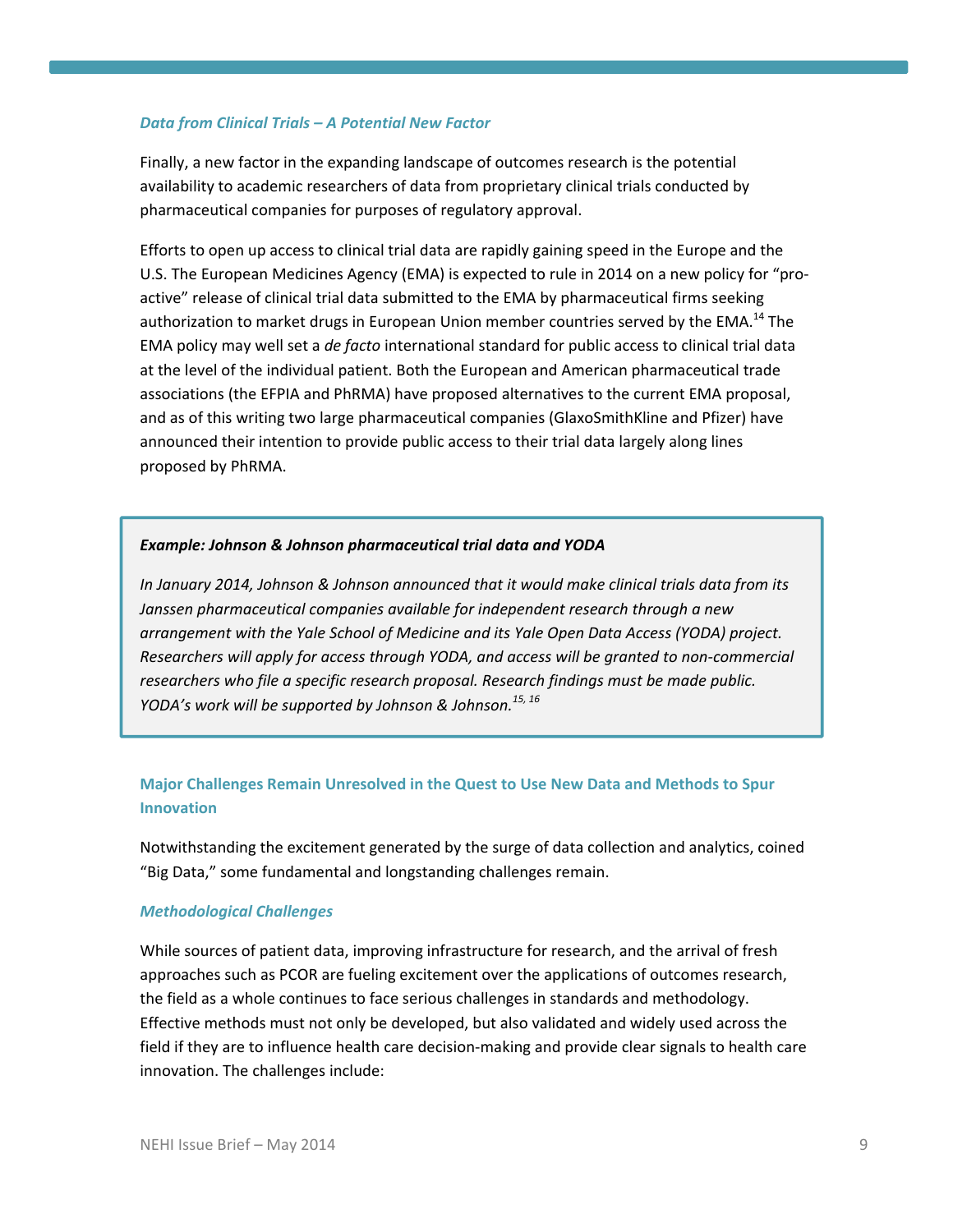### *Data from Clinical Trials – A Potential New Factor*

Finally, a new factor in the expanding landscape of outcomes research is the potential availability to academic researchers of data from proprietary clinical trials conducted by pharmaceutical companies for purposes of regulatory approval.

Efforts to open up access to clinical trial data are rapidly gaining speed in the Europe and the U.S. The European Medicines Agency (EMA) is expected to rule in 2014 on a new policy for "pro-active" release of clinical trial data submitted to the EMA by pharmaceutical firms seeking authorization to market drugs in European Union member countries served by the EMA.[14] The EMA policy may well set a *de facto* international standard for public access to clinical trial data at the level of the individual patient. Both the European and American pharmaceutical trade associations (the EFPIA and PhRMA) have proposed alternatives to the current EMA proposal, and as of this writing two large pharmaceutical companies (GlaxoSmithKline and Pfizer) have announced their intention to provide public access to their trial data largely along lines proposed by PhRMA.

> ***Example: Johnson & Johnson pharmaceutical trial data and YODA***
>
> *In January 2014, Johnson & Johnson announced that it would make clinical trials data from its Janssen pharmaceutical companies available for independent research through a new arrangement with the Yale School of Medicine and its Yale Open Data Access (YODA) project. Researchers will apply for access through YODA, and access will be granted to non-commercial researchers who file a specific research proposal. Research findings must be made public. YODA's work will be supported by Johnson & Johnson.*[15, 16]

## Major Challenges Remain Unresolved in the Quest to Use New Data and Methods to Spur Innovation

Notwithstanding the excitement generated by the surge of data collection and analytics, coined "Big Data," some fundamental and longstanding challenges remain.

### *Methodological Challenges*

While sources of patient data, improving infrastructure for research, and the arrival of fresh approaches such as PCOR are fueling excitement over the applications of outcomes research, the field as a whole continues to face serious challenges in standards and methodology. Effective methods must not only be developed, but also validated and widely used across the field if they are to influence health care decision-making and provide clear signals to health care innovation. The challenges include: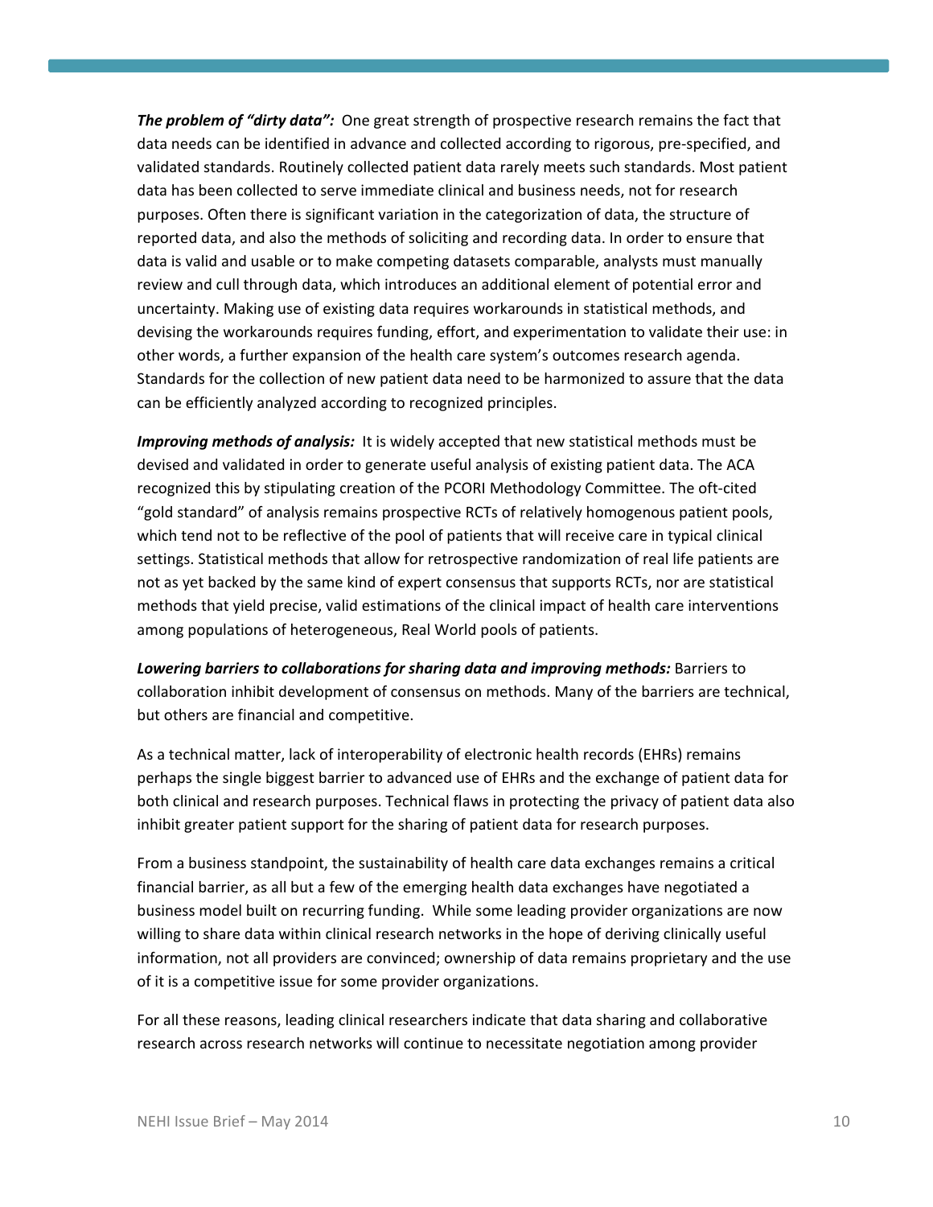***The problem of "dirty data":*** One great strength of prospective research remains the fact that data needs can be identified in advance and collected according to rigorous, pre-specified, and validated standards. Routinely collected patient data rarely meets such standards. Most patient data has been collected to serve immediate clinical and business needs, not for research purposes. Often there is significant variation in the categorization of data, the structure of reported data, and also the methods of soliciting and recording data. In order to ensure that data is valid and usable or to make competing datasets comparable, analysts must manually review and cull through data, which introduces an additional element of potential error and uncertainty. Making use of existing data requires workarounds in statistical methods, and devising the workarounds requires funding, effort, and experimentation to validate their use: in other words, a further expansion of the health care system's outcomes research agenda. Standards for the collection of new patient data need to be harmonized to assure that the data can be efficiently analyzed according to recognized principles.

***Improving methods of analysis:*** It is widely accepted that new statistical methods must be devised and validated in order to generate useful analysis of existing patient data. The ACA recognized this by stipulating creation of the PCORI Methodology Committee. The oft-cited "gold standard" of analysis remains prospective RCTs of relatively homogenous patient pools, which tend not to be reflective of the pool of patients that will receive care in typical clinical settings. Statistical methods that allow for retrospective randomization of real life patients are not as yet backed by the same kind of expert consensus that supports RCTs, nor are statistical methods that yield precise, valid estimations of the clinical impact of health care interventions among populations of heterogeneous, Real World pools of patients.

***Lowering barriers to collaborations for sharing data and improving methods:*** Barriers to collaboration inhibit development of consensus on methods. Many of the barriers are technical, but others are financial and competitive.

As a technical matter, lack of interoperability of electronic health records (EHRs) remains perhaps the single biggest barrier to advanced use of EHRs and the exchange of patient data for both clinical and research purposes. Technical flaws in protecting the privacy of patient data also inhibit greater patient support for the sharing of patient data for research purposes.

From a business standpoint, the sustainability of health care data exchanges remains a critical financial barrier, as all but a few of the emerging health data exchanges have negotiated a business model built on recurring funding. While some leading provider organizations are now willing to share data within clinical research networks in the hope of deriving clinically useful information, not all providers are convinced; ownership of data remains proprietary and the use of it is a competitive issue for some provider organizations.

For all these reasons, leading clinical researchers indicate that data sharing and collaborative research across research networks will continue to necessitate negotiation among provider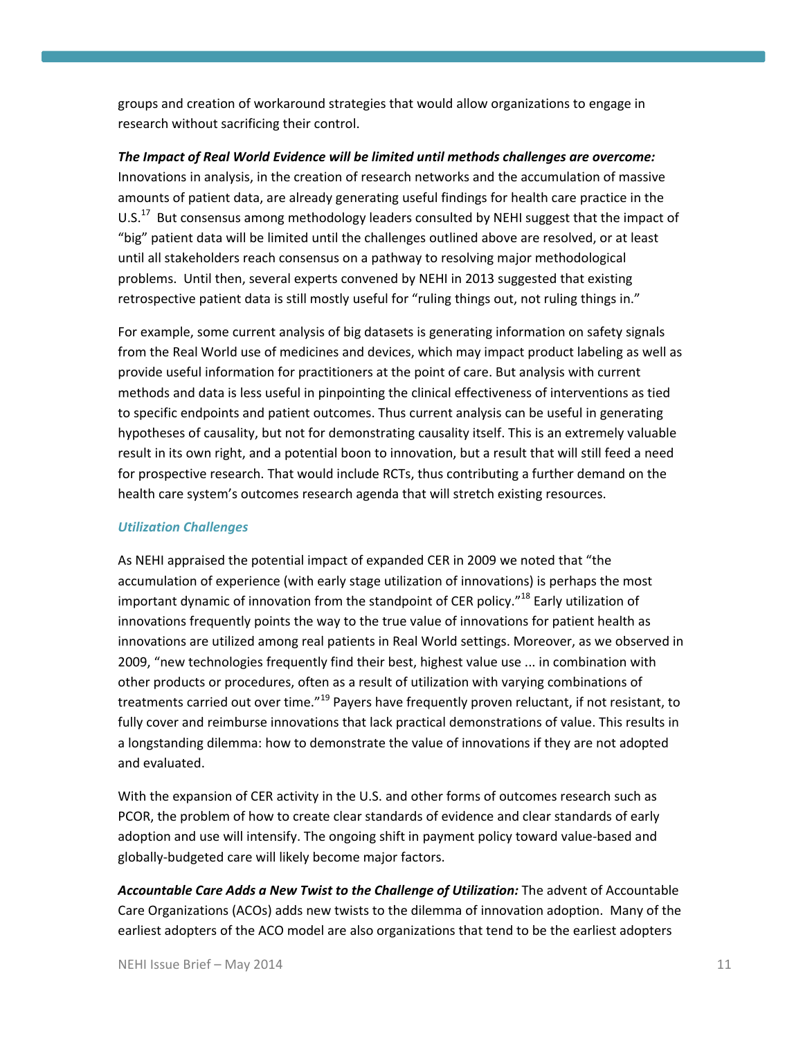groups and creation of workaround strategies that would allow organizations to engage in research without sacrificing their control.

***The Impact of Real World Evidence will be limited until methods challenges are overcome:*** Innovations in analysis, in the creation of research networks and the accumulation of massive amounts of patient data, are already generating useful findings for health care practice in the U.S.[17] But consensus among methodology leaders consulted by NEHI suggest that the impact of "big" patient data will be limited until the challenges outlined above are resolved, or at least until all stakeholders reach consensus on a pathway to resolving major methodological problems. Until then, several experts convened by NEHI in 2013 suggested that existing retrospective patient data is still mostly useful for "ruling things out, not ruling things in."

For example, some current analysis of big datasets is generating information on safety signals from the Real World use of medicines and devices, which may impact product labeling as well as provide useful information for practitioners at the point of care. But analysis with current methods and data is less useful in pinpointing the clinical effectiveness of interventions as tied to specific endpoints and patient outcomes. Thus current analysis can be useful in generating hypotheses of causality, but not for demonstrating causality itself. This is an extremely valuable result in its own right, and a potential boon to innovation, but a result that will still feed a need for prospective research. That would include RCTs, thus contributing a further demand on the health care system's outcomes research agenda that will stretch existing resources.

### *Utilization Challenges*

As NEHI appraised the potential impact of expanded CER in 2009 we noted that "the accumulation of experience (with early stage utilization of innovations) is perhaps the most important dynamic of innovation from the standpoint of CER policy."[18] Early utilization of innovations frequently points the way to the true value of innovations for patient health as innovations are utilized among real patients in Real World settings. Moreover, as we observed in 2009, "new technologies frequently find their best, highest value use ... in combination with other products or procedures, often as a result of utilization with varying combinations of treatments carried out over time."[19] Payers have frequently proven reluctant, if not resistant, to fully cover and reimburse innovations that lack practical demonstrations of value. This results in a longstanding dilemma: how to demonstrate the value of innovations if they are not adopted and evaluated.

With the expansion of CER activity in the U.S. and other forms of outcomes research such as PCOR, the problem of how to create clear standards of evidence and clear standards of early adoption and use will intensify. The ongoing shift in payment policy toward value-based and globally-budgeted care will likely become major factors.

***Accountable Care Adds a New Twist to the Challenge of Utilization:*** The advent of Accountable Care Organizations (ACOs) adds new twists to the dilemma of innovation adoption. Many of the earliest adopters of the ACO model are also organizations that tend to be the earliest adopters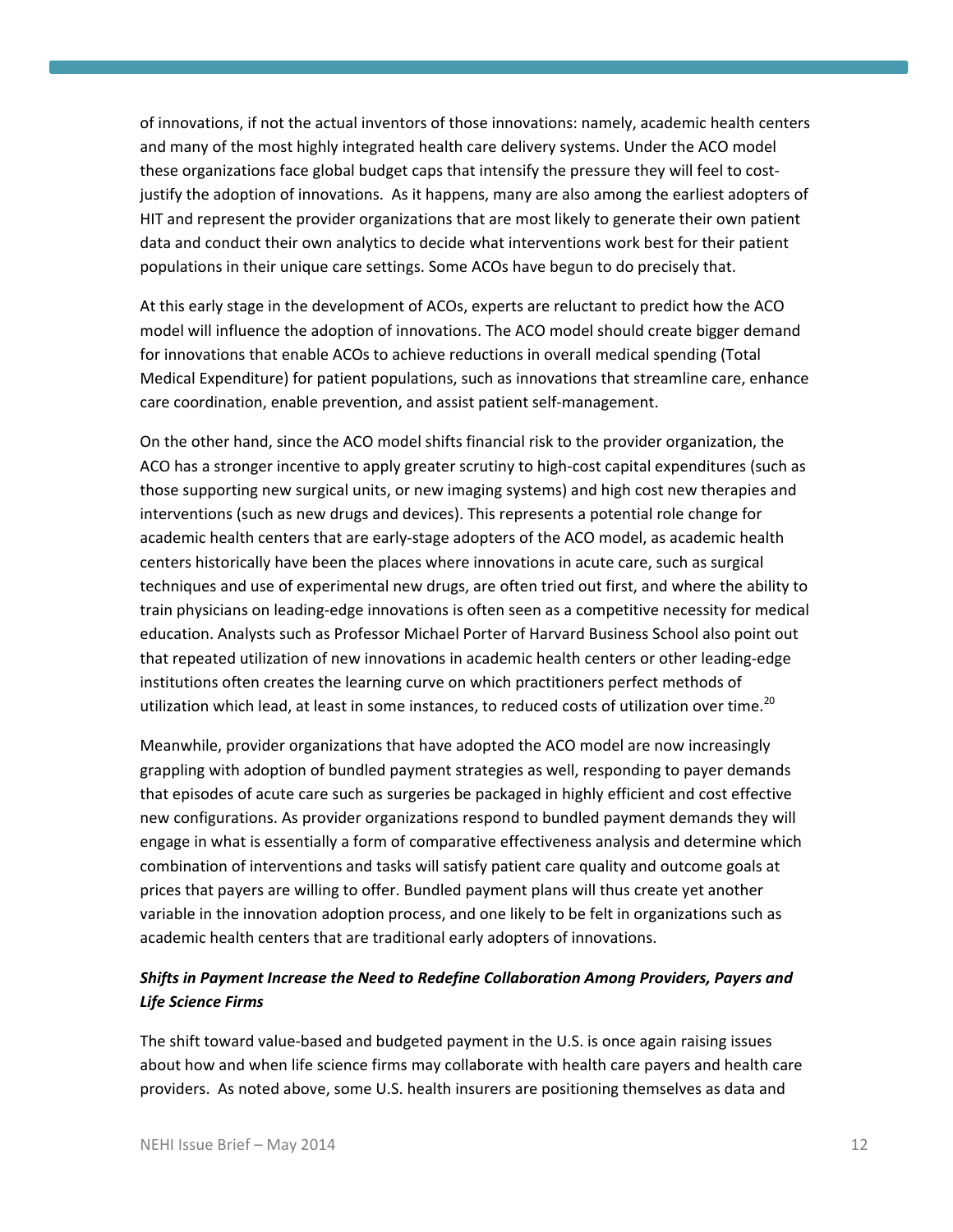of innovations, if not the actual inventors of those innovations: namely, academic health centers and many of the most highly integrated health care delivery systems. Under the ACO model these organizations face global budget caps that intensify the pressure they will feel to cost-justify the adoption of innovations. As it happens, many are also among the earliest adopters of HIT and represent the provider organizations that are most likely to generate their own patient data and conduct their own analytics to decide what interventions work best for their patient populations in their unique care settings. Some ACOs have begun to do precisely that.

At this early stage in the development of ACOs, experts are reluctant to predict how the ACO model will influence the adoption of innovations. The ACO model should create bigger demand for innovations that enable ACOs to achieve reductions in overall medical spending (Total Medical Expenditure) for patient populations, such as innovations that streamline care, enhance care coordination, enable prevention, and assist patient self-management.

On the other hand, since the ACO model shifts financial risk to the provider organization, the ACO has a stronger incentive to apply greater scrutiny to high-cost capital expenditures (such as those supporting new surgical units, or new imaging systems) and high cost new therapies and interventions (such as new drugs and devices). This represents a potential role change for academic health centers that are early-stage adopters of the ACO model, as academic health centers historically have been the places where innovations in acute care, such as surgical techniques and use of experimental new drugs, are often tried out first, and where the ability to train physicians on leading-edge innovations is often seen as a competitive necessity for medical education. Analysts such as Professor Michael Porter of Harvard Business School also point out that repeated utilization of new innovations in academic health centers or other leading-edge institutions often creates the learning curve on which practitioners perfect methods of utilization which lead, at least in some instances, to reduced costs of utilization over time.[20]

Meanwhile, provider organizations that have adopted the ACO model are now increasingly grappling with adoption of bundled payment strategies as well, responding to payer demands that episodes of acute care such as surgeries be packaged in highly efficient and cost effective new configurations. As provider organizations respond to bundled payment demands they will engage in what is essentially a form of comparative effectiveness analysis and determine which combination of interventions and tasks will satisfy patient care quality and outcome goals at prices that payers are willing to offer. Bundled payment plans will thus create yet another variable in the innovation adoption process, and one likely to be felt in organizations such as academic health centers that are traditional early adopters of innovations.

### *Shifts in Payment Increase the Need to Redefine Collaboration Among Providers, Payers and Life Science Firms*

The shift toward value-based and budgeted payment in the U.S. is once again raising issues about how and when life science firms may collaborate with health care payers and health care providers. As noted above, some U.S. health insurers are positioning themselves as data and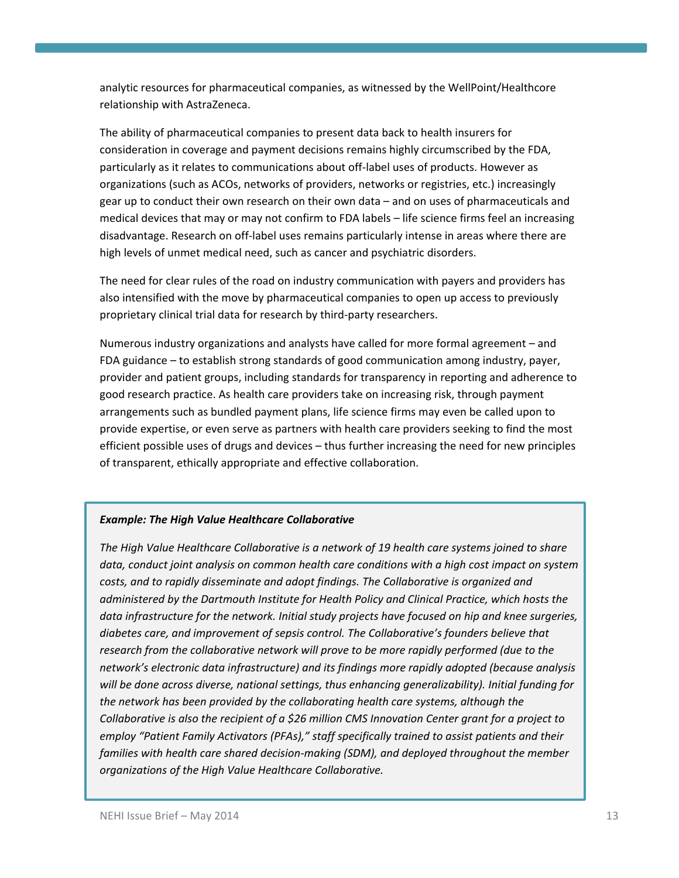analytic resources for pharmaceutical companies, as witnessed by the WellPoint/Healthcore relationship with AstraZeneca.

The ability of pharmaceutical companies to present data back to health insurers for consideration in coverage and payment decisions remains highly circumscribed by the FDA, particularly as it relates to communications about off-label uses of products. However as organizations (such as ACOs, networks of providers, networks or registries, etc.) increasingly gear up to conduct their own research on their own data – and on uses of pharmaceuticals and medical devices that may or may not confirm to FDA labels – life science firms feel an increasing disadvantage. Research on off-label uses remains particularly intense in areas where there are high levels of unmet medical need, such as cancer and psychiatric disorders.

The need for clear rules of the road on industry communication with payers and providers has also intensified with the move by pharmaceutical companies to open up access to previously proprietary clinical trial data for research by third-party researchers.

Numerous industry organizations and analysts have called for more formal agreement – and FDA guidance – to establish strong standards of good communication among industry, payer, provider and patient groups, including standards for transparency in reporting and adherence to good research practice. As health care providers take on increasing risk, through payment arrangements such as bundled payment plans, life science firms may even be called upon to provide expertise, or even serve as partners with health care providers seeking to find the most efficient possible uses of drugs and devices – thus further increasing the need for new principles of transparent, ethically appropriate and effective collaboration.

***Example: The High Value Healthcare Collaborative***

*The High Value Healthcare Collaborative is a network of 19 health care systems joined to share data, conduct joint analysis on common health care conditions with a high cost impact on system costs, and to rapidly disseminate and adopt findings. The Collaborative is organized and administered by the Dartmouth Institute for Health Policy and Clinical Practice, which hosts the data infrastructure for the network. Initial study projects have focused on hip and knee surgeries, diabetes care, and improvement of sepsis control. The Collaborative's founders believe that research from the collaborative network will prove to be more rapidly performed (due to the network's electronic data infrastructure) and its findings more rapidly adopted (because analysis will be done across diverse, national settings, thus enhancing generalizability). Initial funding for the network has been provided by the collaborating health care systems, although the Collaborative is also the recipient of a $26 million CMS Innovation Center grant for a project to employ "Patient Family Activators (PFAs)," staff specifically trained to assist patients and their families with health care shared decision-making (SDM), and deployed throughout the member organizations of the High Value Healthcare Collaborative.*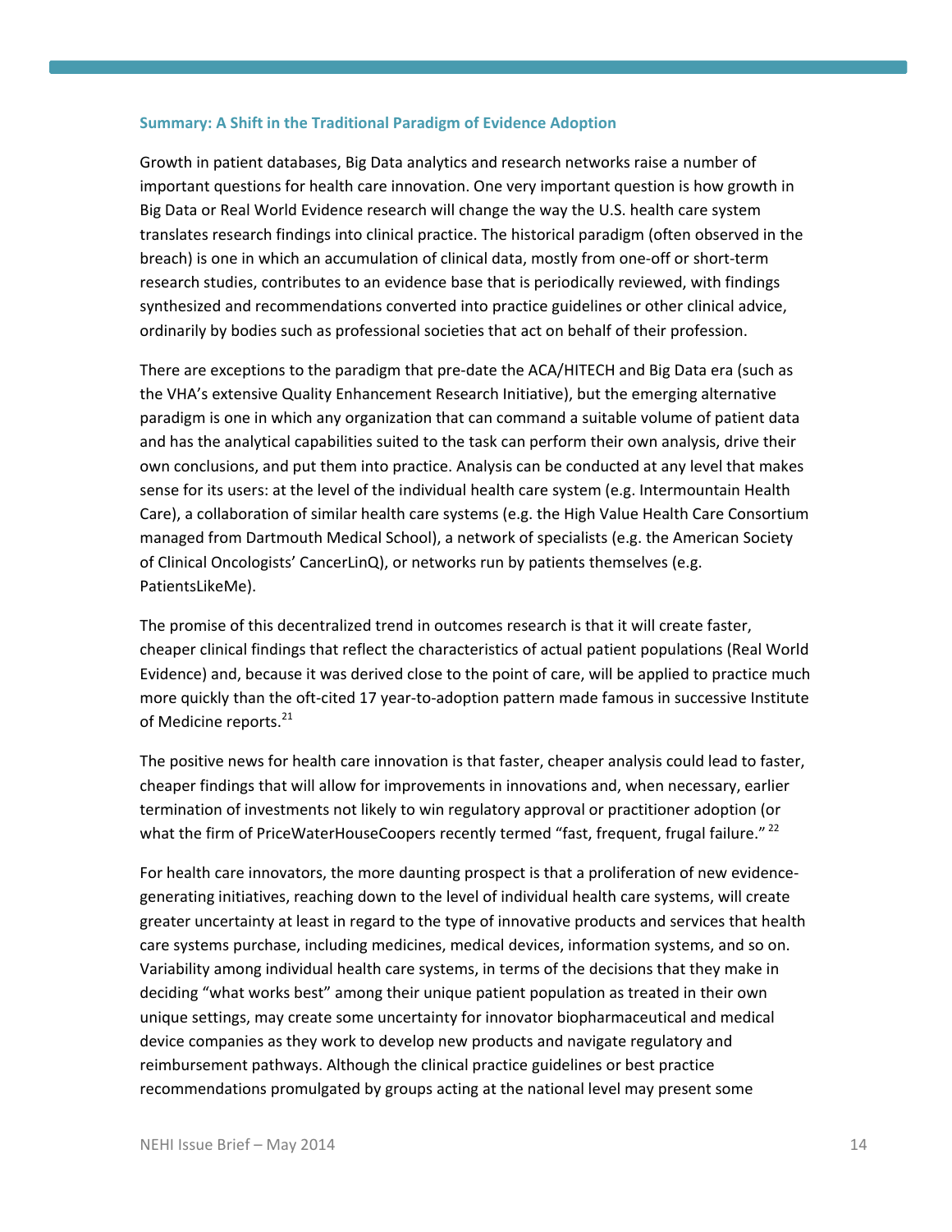## Summary: A Shift in the Traditional Paradigm of Evidence Adoption

Growth in patient databases, Big Data analytics and research networks raise a number of important questions for health care innovation. One very important question is how growth in Big Data or Real World Evidence research will change the way the U.S. health care system translates research findings into clinical practice. The historical paradigm (often observed in the breach) is one in which an accumulation of clinical data, mostly from one-off or short-term research studies, contributes to an evidence base that is periodically reviewed, with findings synthesized and recommendations converted into practice guidelines or other clinical advice, ordinarily by bodies such as professional societies that act on behalf of their profession.

There are exceptions to the paradigm that pre-date the ACA/HITECH and Big Data era (such as the VHA's extensive Quality Enhancement Research Initiative), but the emerging alternative paradigm is one in which any organization that can command a suitable volume of patient data and has the analytical capabilities suited to the task can perform their own analysis, drive their own conclusions, and put them into practice. Analysis can be conducted at any level that makes sense for its users: at the level of the individual health care system (e.g. Intermountain Health Care), a collaboration of similar health care systems (e.g. the High Value Health Care Consortium managed from Dartmouth Medical School), a network of specialists (e.g. the American Society of Clinical Oncologists' CancerLinQ), or networks run by patients themselves (e.g. PatientsLikeMe).

The promise of this decentralized trend in outcomes research is that it will create faster, cheaper clinical findings that reflect the characteristics of actual patient populations (Real World Evidence) and, because it was derived close to the point of care, will be applied to practice much more quickly than the oft-cited 17 year-to-adoption pattern made famous in successive Institute of Medicine reports.[21]

The positive news for health care innovation is that faster, cheaper analysis could lead to faster, cheaper findings that will allow for improvements in innovations and, when necessary, earlier termination of investments not likely to win regulatory approval or practitioner adoption (or what the firm of PriceWaterHouseCoopers recently termed "fast, frequent, frugal failure."[22]

For health care innovators, the more daunting prospect is that a proliferation of new evidence-generating initiatives, reaching down to the level of individual health care systems, will create greater uncertainty at least in regard to the type of innovative products and services that health care systems purchase, including medicines, medical devices, information systems, and so on. Variability among individual health care systems, in terms of the decisions that they make in deciding "what works best" among their unique patient population as treated in their own unique settings, may create some uncertainty for innovator biopharmaceutical and medical device companies as they work to develop new products and navigate regulatory and reimbursement pathways. Although the clinical practice guidelines or best practice recommendations promulgated by groups acting at the national level may present some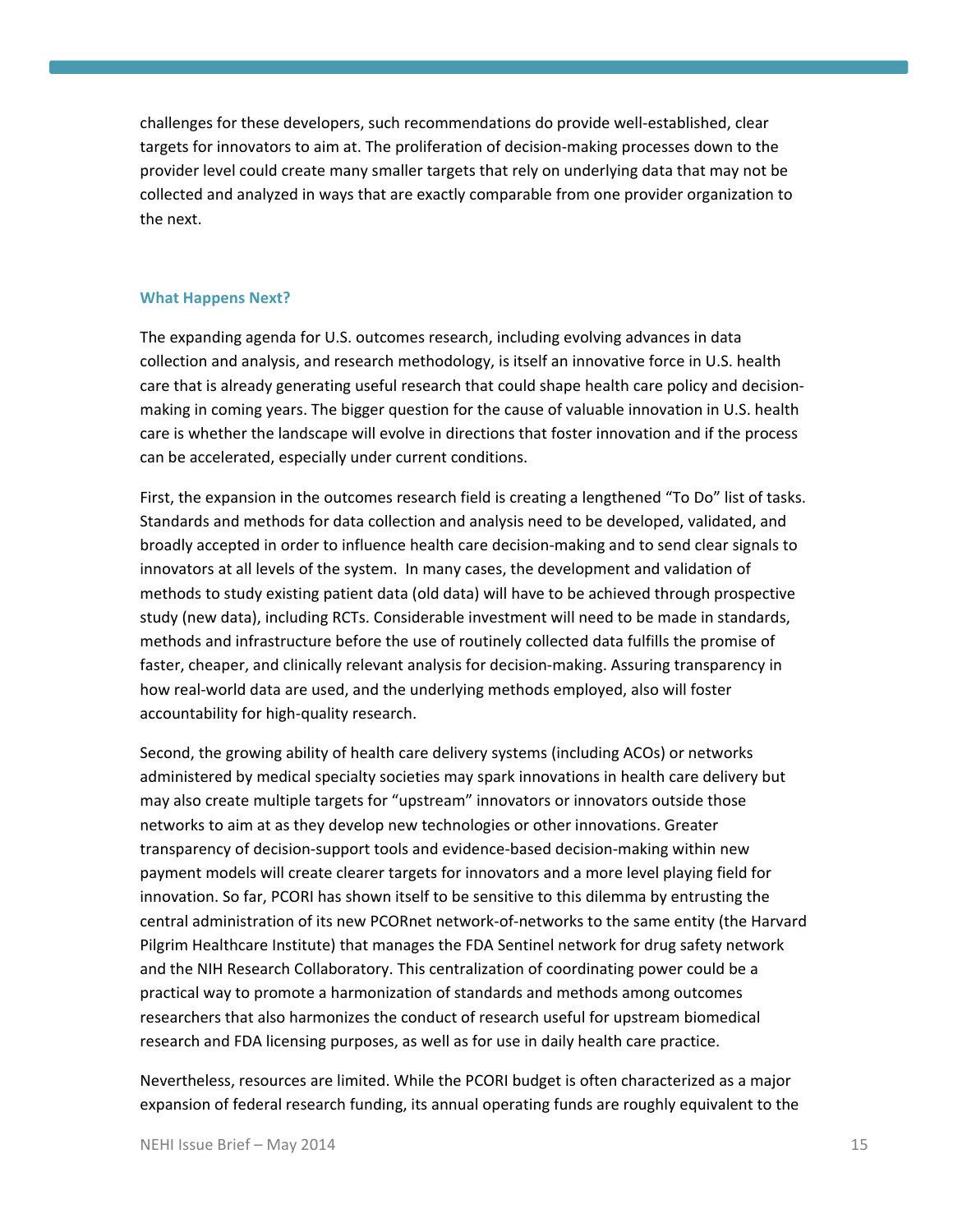challenges for these developers, such recommendations do provide well-established, clear targets for innovators to aim at. The proliferation of decision-making processes down to the provider level could create many smaller targets that rely on underlying data that may not be collected and analyzed in ways that are exactly comparable from one provider organization to the next.

### What Happens Next?

The expanding agenda for U.S. outcomes research, including evolving advances in data collection and analysis, and research methodology, is itself an innovative force in U.S. health care that is already generating useful research that could shape health care policy and decision-making in coming years. The bigger question for the cause of valuable innovation in U.S. health care is whether the landscape will evolve in directions that foster innovation and if the process can be accelerated, especially under current conditions.

First, the expansion in the outcomes research field is creating a lengthened "To Do" list of tasks. Standards and methods for data collection and analysis need to be developed, validated, and broadly accepted in order to influence health care decision-making and to send clear signals to innovators at all levels of the system. In many cases, the development and validation of methods to study existing patient data (old data) will have to be achieved through prospective study (new data), including RCTs. Considerable investment will need to be made in standards, methods and infrastructure before the use of routinely collected data fulfills the promise of faster, cheaper, and clinically relevant analysis for decision-making. Assuring transparency in how real-world data are used, and the underlying methods employed, also will foster accountability for high-quality research.

Second, the growing ability of health care delivery systems (including ACOs) or networks administered by medical specialty societies may spark innovations in health care delivery but may also create multiple targets for "upstream" innovators or innovators outside those networks to aim at as they develop new technologies or other innovations. Greater transparency of decision-support tools and evidence-based decision-making within new payment models will create clearer targets for innovators and a more level playing field for innovation. So far, PCORI has shown itself to be sensitive to this dilemma by entrusting the central administration of its new PCORnet network-of-networks to the same entity (the Harvard Pilgrim Healthcare Institute) that manages the FDA Sentinel network for drug safety network and the NIH Research Collaboratory. This centralization of coordinating power could be a practical way to promote a harmonization of standards and methods among outcomes researchers that also harmonizes the conduct of research useful for upstream biomedical research and FDA licensing purposes, as well as for use in daily health care practice.

Nevertheless, resources are limited. While the PCORI budget is often characterized as a major expansion of federal research funding, its annual operating funds are roughly equivalent to the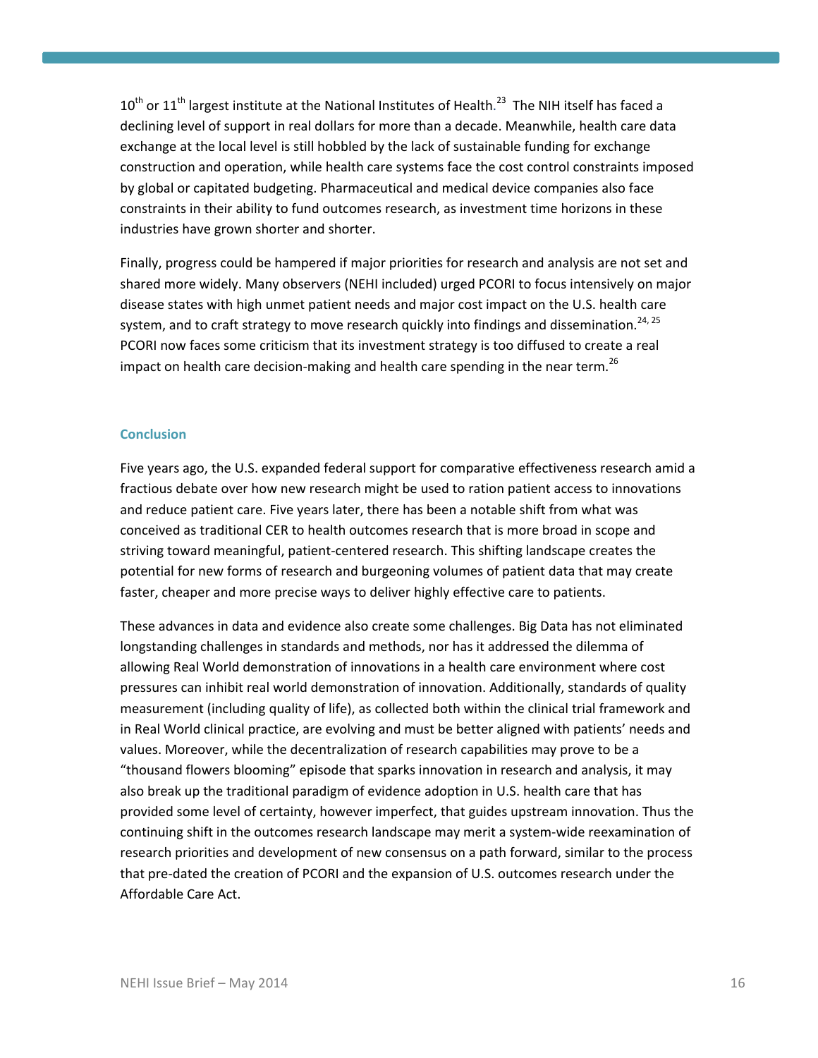10th or 11th largest institute at the National Institutes of Health.[23] The NIH itself has faced a declining level of support in real dollars for more than a decade. Meanwhile, health care data exchange at the local level is still hobbled by the lack of sustainable funding for exchange construction and operation, while health care systems face the cost control constraints imposed by global or capitated budgeting. Pharmaceutical and medical device companies also face constraints in their ability to fund outcomes research, as investment time horizons in these industries have grown shorter and shorter.

Finally, progress could be hampered if major priorities for research and analysis are not set and shared more widely. Many observers (NEHI included) urged PCORI to focus intensively on major disease states with high unmet patient needs and major cost impact on the U.S. health care system, and to craft strategy to move research quickly into findings and dissemination.[24, 25] PCORI now faces some criticism that its investment strategy is too diffused to create a real impact on health care decision-making and health care spending in the near term.[26]

## Conclusion

Five years ago, the U.S. expanded federal support for comparative effectiveness research amid a fractious debate over how new research might be used to ration patient access to innovations and reduce patient care. Five years later, there has been a notable shift from what was conceived as traditional CER to health outcomes research that is more broad in scope and striving toward meaningful, patient-centered research. This shifting landscape creates the potential for new forms of research and burgeoning volumes of patient data that may create faster, cheaper and more precise ways to deliver highly effective care to patients.

These advances in data and evidence also create some challenges. Big Data has not eliminated longstanding challenges in standards and methods, nor has it addressed the dilemma of allowing Real World demonstration of innovations in a health care environment where cost pressures can inhibit real world demonstration of innovation. Additionally, standards of quality measurement (including quality of life), as collected both within the clinical trial framework and in Real World clinical practice, are evolving and must be better aligned with patients' needs and values. Moreover, while the decentralization of research capabilities may prove to be a "thousand flowers blooming" episode that sparks innovation in research and analysis, it may also break up the traditional paradigm of evidence adoption in U.S. health care that has provided some level of certainty, however imperfect, that guides upstream innovation. Thus the continuing shift in the outcomes research landscape may merit a system-wide reexamination of research priorities and development of new consensus on a path forward, similar to the process that pre-dated the creation of PCORI and the expansion of U.S. outcomes research under the Affordable Care Act.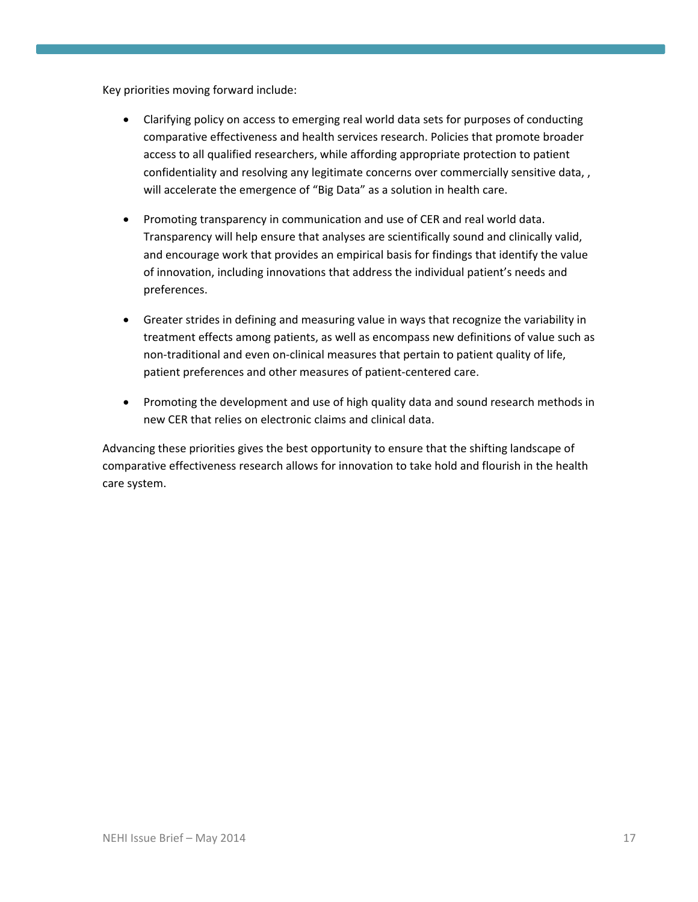Key priorities moving forward include:

- Clarifying policy on access to emerging real world data sets for purposes of conducting comparative effectiveness and health services research. Policies that promote broader access to all qualified researchers, while affording appropriate protection to patient confidentiality and resolving any legitimate concerns over commercially sensitive data, , will accelerate the emergence of "Big Data" as a solution in health care.

- Promoting transparency in communication and use of CER and real world data. Transparency will help ensure that analyses are scientifically sound and clinically valid, and encourage work that provides an empirical basis for findings that identify the value of innovation, including innovations that address the individual patient's needs and preferences.

- Greater strides in defining and measuring value in ways that recognize the variability in treatment effects among patients, as well as encompass new definitions of value such as non-traditional and even on-clinical measures that pertain to patient quality of life, patient preferences and other measures of patient-centered care.

- Promoting the development and use of high quality data and sound research methods in new CER that relies on electronic claims and clinical data.

Advancing these priorities gives the best opportunity to ensure that the shifting landscape of comparative effectiveness research allows for innovation to take hold and flourish in the health care system.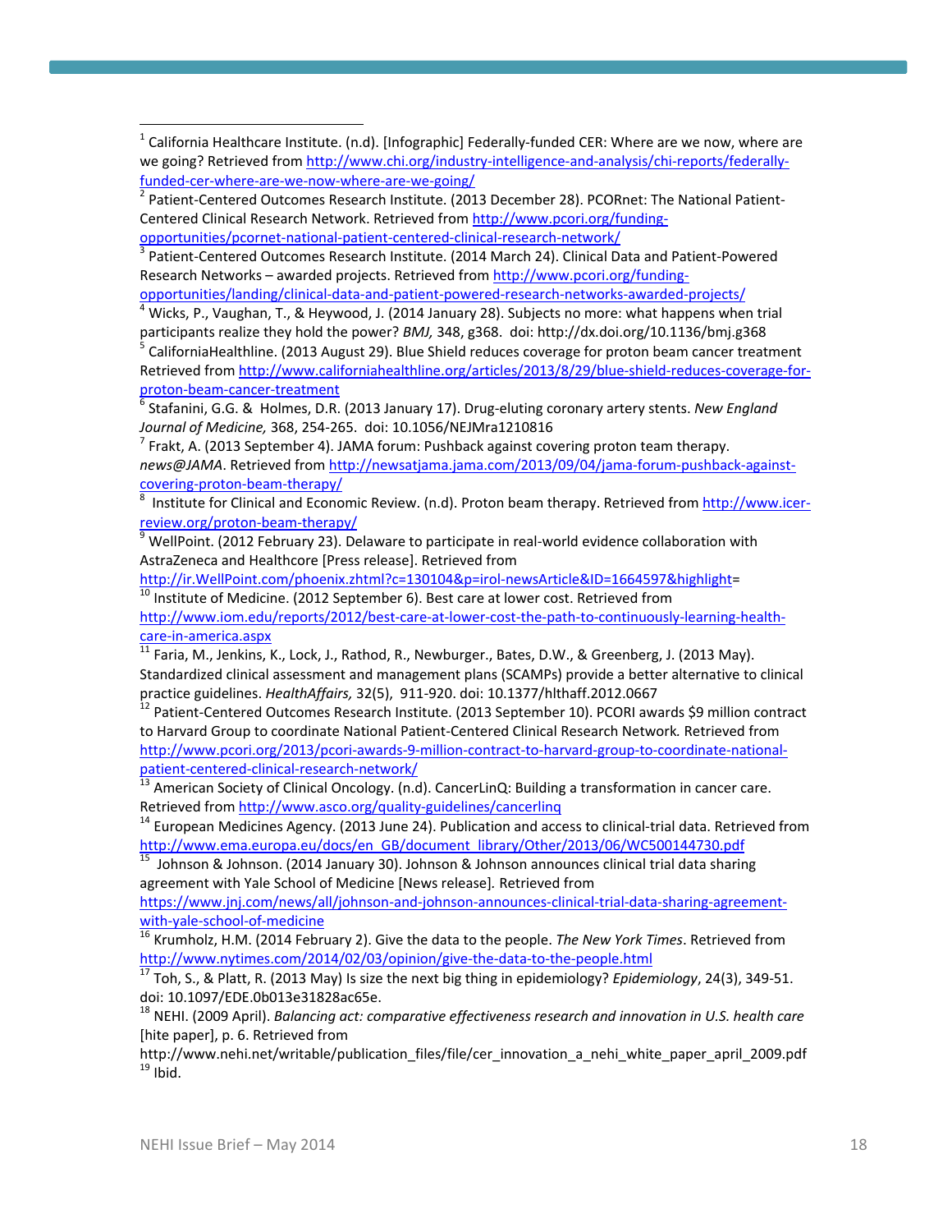[1] California Healthcare Institute. (n.d). [Infographic] Federally-funded CER: Where are we now, where are we going? Retrieved from http://www.chi.org/industry-intelligence-and-analysis/chi-reports/federally-funded-cer-where-are-we-now-where-are-we-going/

[2] Patient-Centered Outcomes Research Institute. (2013 December 28). PCORnet: The National Patient-Centered Clinical Research Network. Retrieved from http://www.pcori.org/funding-opportunities/pcornet-national-patient-centered-clinical-research-network/

[3] Patient-Centered Outcomes Research Institute. (2014 March 24). Clinical Data and Patient-Powered Research Networks – awarded projects. Retrieved from http://www.pcori.org/funding-opportunities/landing/clinical-data-and-patient-powered-research-networks-awarded-projects/

[4] Wicks, P., Vaughan, T., & Heywood, J. (2014 January 28). Subjects no more: what happens when trial participants realize they hold the power? *BMJ,* 348, g368. doi: http://dx.doi.org/10.1136/bmj.g368

[5] CaliforniaHealthline. (2013 August 29). Blue Shield reduces coverage for proton beam cancer treatment Retrieved from http://www.californiahealthline.org/articles/2013/8/29/blue-shield-reduces-coverage-for-proton-beam-cancer-treatment

[6] Stafanini, G.G. & Holmes, D.R. (2013 January 17). Drug-eluting coronary artery stents. *New England Journal of Medicine,* 368, 254-265. doi: 10.1056/NEJMra1210816

[7] Frakt, A. (2013 September 4). JAMA forum: Pushback against covering proton team therapy. *news@JAMA*. Retrieved from http://newsatjama.jama.com/2013/09/04/jama-forum-pushback-against-covering-proton-beam-therapy/

[8] Institute for Clinical and Economic Review. (n.d). Proton beam therapy. Retrieved from http://www.icer-review.org/proton-beam-therapy/

[9] WellPoint. (2012 February 23). Delaware to participate in real-world evidence collaboration with AstraZeneca and Healthcore [Press release]. Retrieved from http://ir.WellPoint.com/phoenix.zhtml?c=130104&p=irol-newsArticle&ID=1664597&highlight=

[10] Institute of Medicine. (2012 September 6). Best care at lower cost. Retrieved from http://www.iom.edu/reports/2012/best-care-at-lower-cost-the-path-to-continuously-learning-health-care-in-america.aspx

[11] Faria, M., Jenkins, K., Lock, J., Rathod, R., Newburger., Bates, D.W., & Greenberg, J. (2013 May). Standardized clinical assessment and management plans (SCAMPs) provide a better alternative to clinical practice guidelines. *HealthAffairs,* 32(5), 911-920. doi: 10.1377/hlthaff.2012.0667

[12] Patient-Centered Outcomes Research Institute. (2013 September 10). PCORI awards $9 million contract to Harvard Group to coordinate National Patient-Centered Clinical Research Network. Retrieved from http://www.pcori.org/2013/pcori-awards-9-million-contract-to-harvard-group-to-coordinate-national-patient-centered-clinical-research-network/

[13] American Society of Clinical Oncology. (n.d). CancerLinQ: Building a transformation in cancer care. Retrieved from http://www.asco.org/quality-guidelines/cancerlinq

[14] European Medicines Agency. (2013 June 24). Publication and access to clinical-trial data. Retrieved from http://www.ema.europa.eu/docs/en_GB/document_library/Other/2013/06/WC500144730.pdf

[15] Johnson & Johnson. (2014 January 30). Johnson & Johnson announces clinical trial data sharing agreement with Yale School of Medicine [News release]. Retrieved from https://www.jnj.com/news/all/johnson-and-johnson-announces-clinical-trial-data-sharing-agreement-with-yale-school-of-medicine

[16] Krumholz, H.M. (2014 February 2). Give the data to the people. *The New York Times*. Retrieved from http://www.nytimes.com/2014/02/03/opinion/give-the-data-to-the-people.html

[17] Toh, S., & Platt, R. (2013 May) Is size the next big thing in epidemiology? *Epidemiology*, 24(3), 349-51. doi: 10.1097/EDE.0b013e31828ac65e.

[18] NEHI. (2009 April). *Balancing act: comparative effectiveness research and innovation in U.S. health care* [hite paper], p. 6. Retrieved from http://www.nehi.net/writable/publication_files/file/cer_innovation_a_nehi_white_paper_april_2009.pdf

[19] Ibid.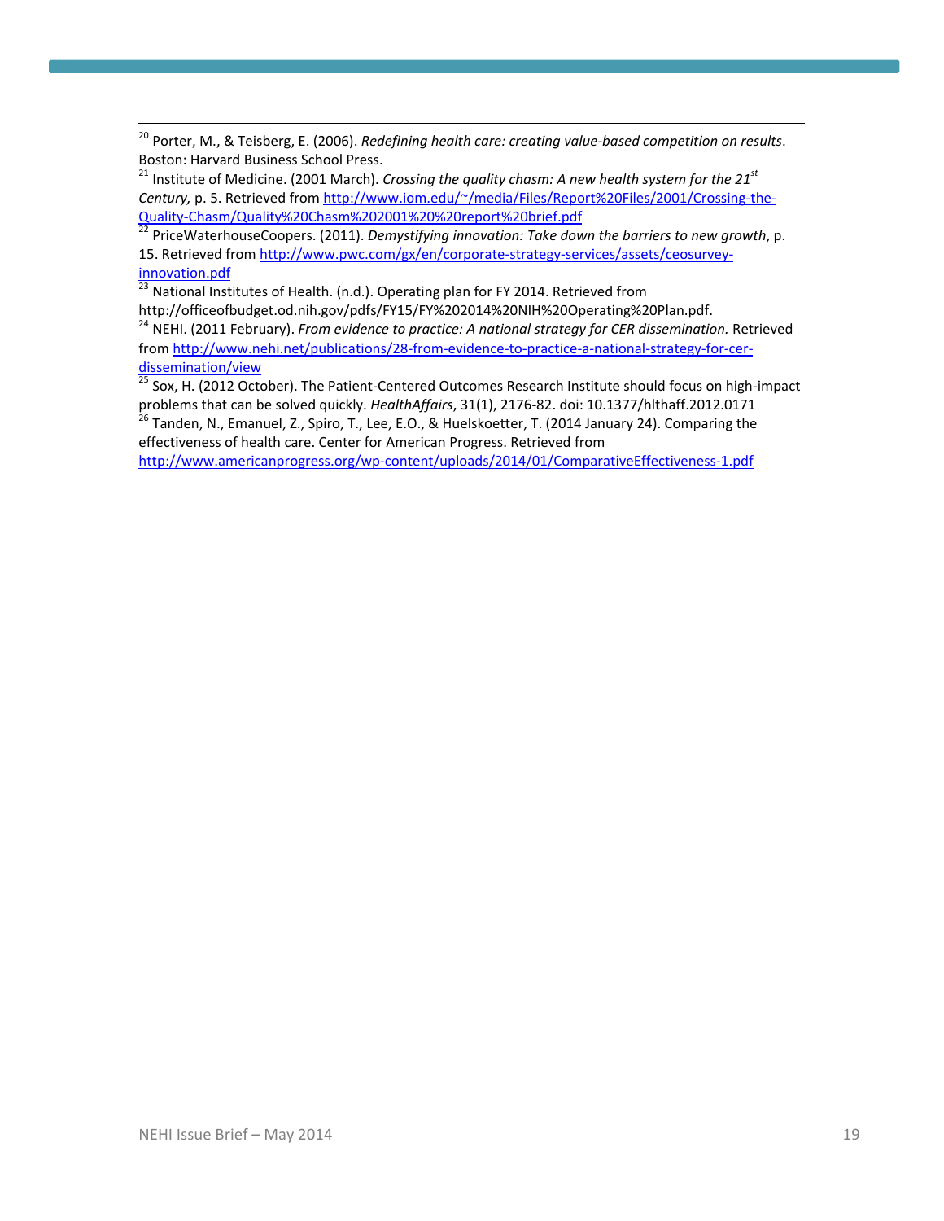[20] Porter, M., & Teisberg, E. (2006). *Redefining health care: creating value-based competition on results*. Boston: Harvard Business School Press.

[21] Institute of Medicine. (2001 March). *Crossing the quality chasm: A new health system for the 21st Century,* p. 5. Retrieved from http://www.iom.edu/~/media/Files/Report%20Files/2001/Crossing-the-Quality-Chasm/Quality%20Chasm%202001%20%20report%20brief.pdf

[22] PriceWaterhouseCoopers. (2011). *Demystifying innovation: Take down the barriers to new growth*, p. 15. Retrieved from http://www.pwc.com/gx/en/corporate-strategy-services/assets/ceosurvey-innovation.pdf

[23] National Institutes of Health. (n.d.). Operating plan for FY 2014. Retrieved from http://officeofbudget.od.nih.gov/pdfs/FY15/FY%202014%20NIH%20Operating%20Plan.pdf.

[24] NEHI. (2011 February). *From evidence to practice: A national strategy for CER dissemination.* Retrieved from http://www.nehi.net/publications/28-from-evidence-to-practice-a-national-strategy-for-cer-dissemination/view

[25] Sox, H. (2012 October). The Patient-Centered Outcomes Research Institute should focus on high-impact problems that can be solved quickly. *HealthAffairs*, 31(1), 2176-82. doi: 10.1377/hlthaff.2012.0171

[26] Tanden, N., Emanuel, Z., Spiro, T., Lee, E.O., & Huelskoetter, T. (2014 January 24). Comparing the effectiveness of health care. Center for American Progress. Retrieved from http://www.americanprogress.org/wp-content/uploads/2014/01/ComparativeEffectiveness-1.pdf